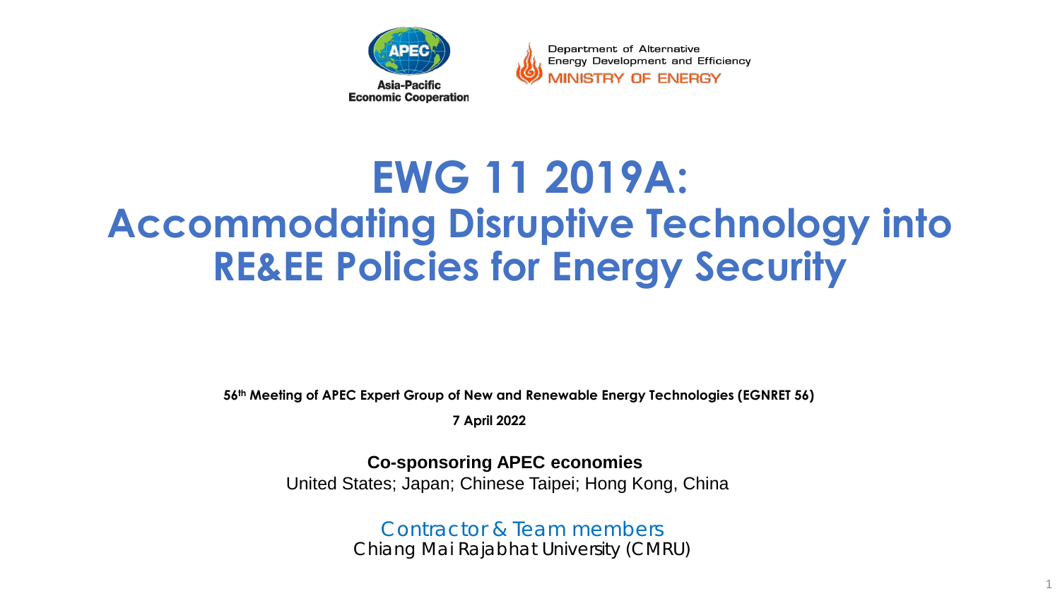Asia-Pacific Economic Cooperation

Department of Alternative Energy Development and Efficiency
MINISTRY OF ENERGY

# EWG 11 2019A: Accommodating Disruptive Technology into RE&EE Policies for Energy Security

**56th Meeting of APEC Expert Group of New and Renewable Energy Technologies (EGNRET 56)**

**7 April 2022**

**Co-sponsoring APEC economies**

United States; Japan; Chinese Taipei; Hong Kong, China

Contractor & Team members

Chiang Mai Rajabhat University (CMRU)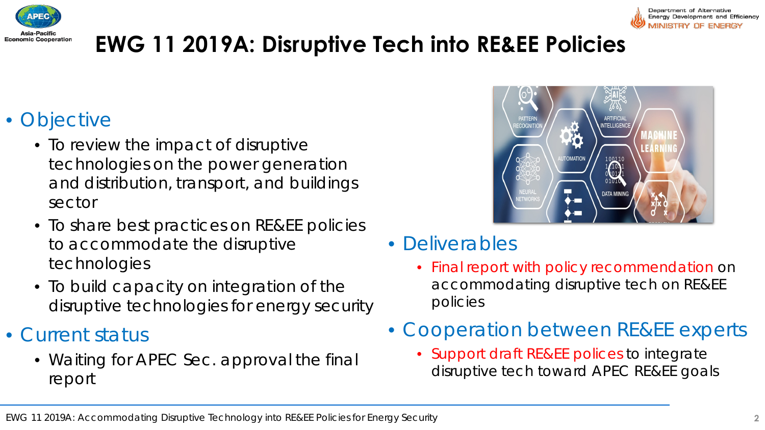# EWG 11 2019A: Disruptive Tech into RE&EE Policies

- Objective
  - To review the impact of disruptive technologies on the power generation and distribution, transport, and buildings sector
  - To share best practices on RE&EE policies to accommodate the disruptive technologies
  - To build capacity on integration of the disruptive technologies for energy security
- Current status
  - Waiting for APEC Sec. approval the final report

- Deliverables
  - Final report with policy recommendation on accommodating disruptive tech on RE&EE policies
- Cooperation between RE&EE experts
  - Support draft RE&EE polices to integrate disruptive tech toward APEC RE&EE goals

EWG 11 2019A: Accommodating Disruptive Technology into RE&EE Policies for Energy Security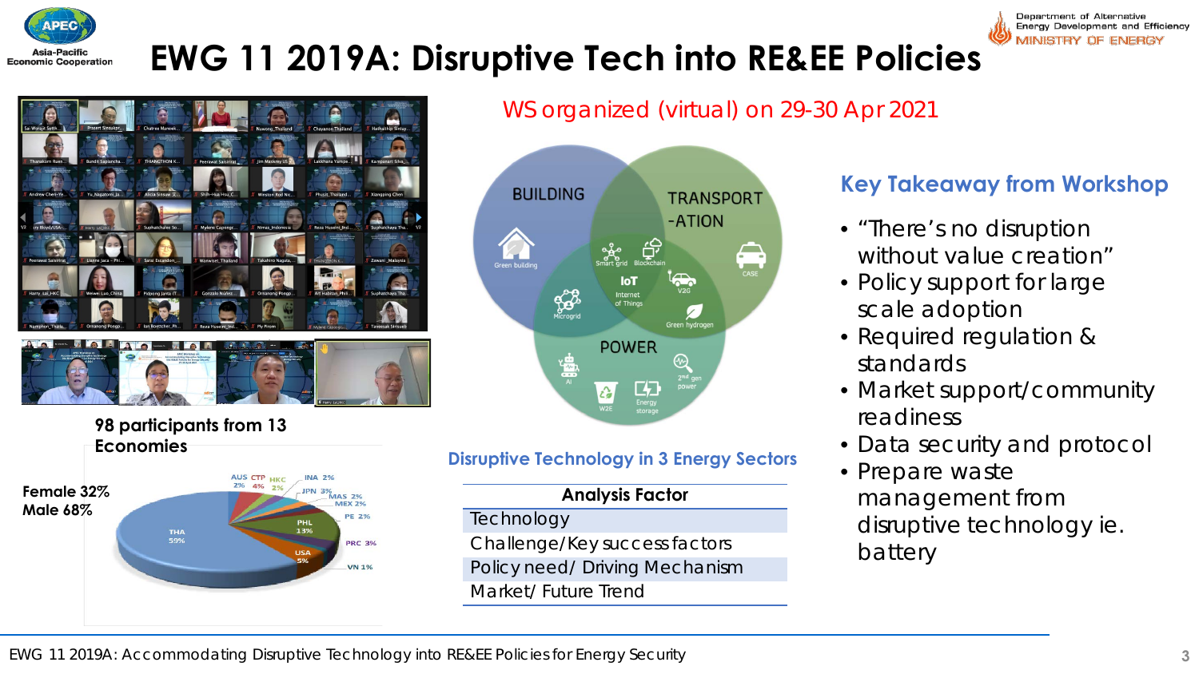# EWG 11 2019A: Disruptive Tech into RE&EE Policies

WS organized (virtual) on 29-30 Apr 2021

**98 participants from 13 Economies**

**Female 32%**
**Male 68%**

THA 59%, PHL 13%, USA 5%, CTP 4%, PRC 3%, JPN 3%, AUS 2%, HKC 2%, INA 2%, MAS 2%, MEX 2%, PE 2%, VN 1%

BUILDING — Green building
TRANSPORTATION — CASE, V2G
POWER — AI, W2E, Energy storage, 2nd gen power
Smart grid, Blockchain, IoT Internet of Things, Microgrid, Green hydrogen

## Disruptive Technology in 3 Energy Sectors

| Analysis Factor |
| --- |
| Technology |
| Challenge/Key success factors |
| Policy need/ Driving Mechanism |
| Market/ Future Trend |

## Key Takeaway from Workshop

- "There's no disruption without value creation"
- Policy support for large scale adoption
- Required regulation & standards
- Market support/community readiness
- Data security and protocol
- Prepare waste management from disruptive technology ie. battery

EWG 11 2019A: Accommodating Disruptive Technology into RE&EE Policies for Energy Security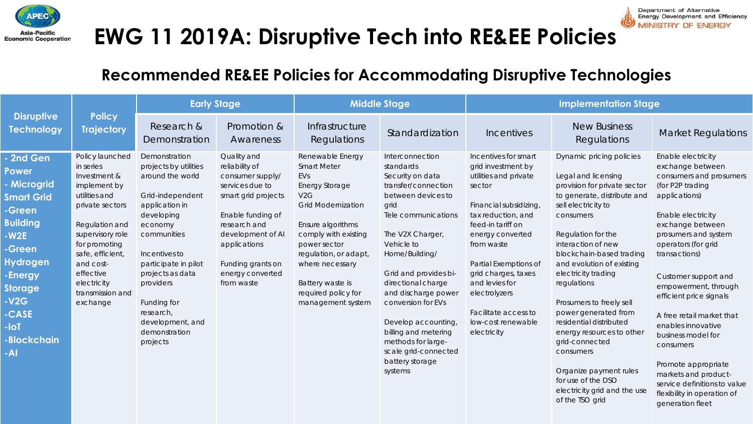# EWG 11 2019A: Disruptive Tech into RE&EE Policies

## Recommended RE&EE Policies for Accommodating Disruptive Technologies

| Disruptive Technology | Policy Trajectory | Early Stage | | Middle Stage | | Implementation Stage | | |
|---|---|---|---|---|---|---|---|---|
| | | Research & Demonstration | Promotion & Awareness | Infrastructure Regulations | Standardization | Incentives | New Business Regulations | Market Regulations |
| - 2nd Gen Power<br>- Microgrid Smart Grid<br>-Green Building<br>-W2E<br>-Green Hydrogen<br>-Energy Storage<br>-V2G<br>-CASE<br>-IoT<br>-Blockchain<br>-AI | Policy launched in series Investment & implement by utilities and private sectors<br><br>Regulation and supervisory role for promoting safe, efficient, and cost-effective electricity transmission and exchange | Demonstration projects by utilities around the world<br><br>Grid-independent application in developing economy communities<br><br>Incentives to participate in pilot projects as data providers<br><br>Funding for research, development, and demonstration projects | Quality and reliability of consumer supply/ services due to smart grid projects<br><br>Enable funding of research and development of AI applications<br><br>Funding grants on energy converted from waste | Renewable Energy<br>Smart Meter<br>EVs<br>Energy Storage<br>V2G<br>Grid Modernization<br><br>Ensure algorithms comply with existing power sector regulation, or adapt, where necessary<br><br>Battery waste is required policy for management system | Interconnection standards<br>Security on data transfer/connection between devices to grid<br>Tele communications<br><br>The V2X Charger, Vehicle to Home/Building/<br><br>Grid and provides bi-directional charge and discharge power conversion for EVs<br><br>Develop accounting, billing and metering methods for large-scale grid-connected battery storage systems | Incentives for smart grid investment by utilities and private sector<br><br>Financial subsidizing, tax reduction, and feed-in tariff on energy converted from waste<br><br>Partial Exemptions of grid charges, taxes and levies for electrolyzers<br><br>Facilitate access to low-cost renewable electricity | Dynamic pricing policies<br><br>Legal and licensing provision for private sector to generate, distribute and sell electricity to consumers<br><br>Regulation for the interaction of new blockchain-based trading and evolution of existing electricity trading regulations<br><br>Prosumers to freely sell power generated from residential distributed energy resources to other grid-connected consumers<br><br>Organize payment rules for use of the DSO electricity grid and the use of the TSO grid | Enable electricity exchange between consumers and prosumers (for P2P trading applications)<br><br>Enable electricity exchange between prosumers and system operators (for grid transactions)<br><br>Customer support and empowerment, through efficient price signals<br><br>A free retail market that enables innovative business model for consumers<br><br>Promote appropriate markets and product-service definitions to value flexibility in operation of generation fleet |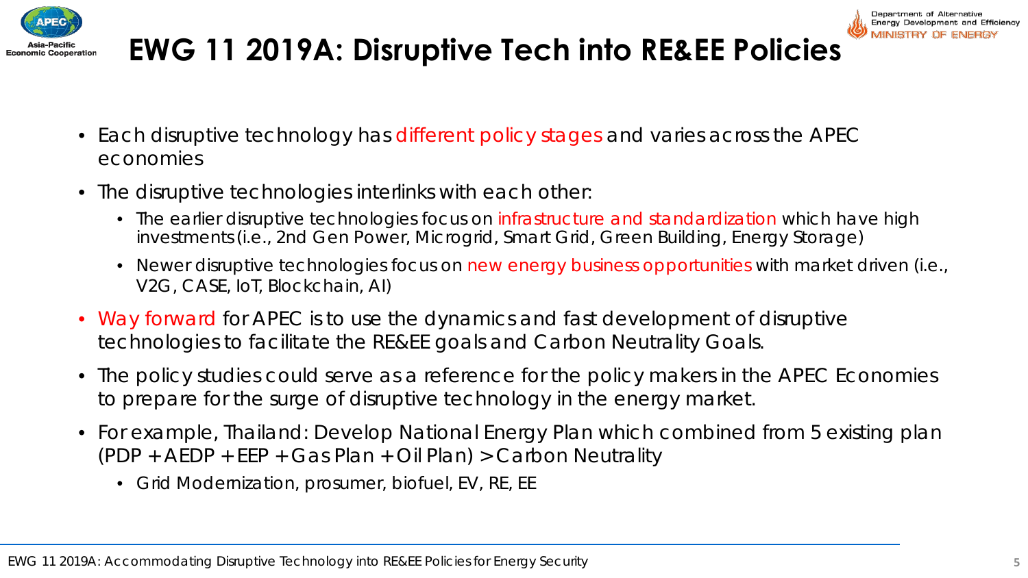# EWG 11 2019A: Disruptive Tech into RE&EE Policies

- Each disruptive technology has different policy stages and varies across the APEC economies
- The disruptive technologies interlinks with each other:
  - The earlier disruptive technologies focus on infrastructure and standardization which have high investments (i.e., 2nd Gen Power, Microgrid, Smart Grid, Green Building, Energy Storage)
  - Newer disruptive technologies focus on new energy business opportunities with market driven (i.e., V2G, CASE, IoT, Blockchain, AI)
- Way forward for APEC is to use the dynamics and fast development of disruptive technologies to facilitate the RE&EE goals and Carbon Neutrality Goals.
- The policy studies could serve as a reference for the policy makers in the APEC Economies to prepare for the surge of disruptive technology in the energy market.
- For example, Thailand: Develop National Energy Plan which combined from 5 existing plan (PDP + AEDP + EEP + Gas Plan + Oil Plan) > Carbon Neutrality
  - Grid Modernization, prosumer, biofuel, EV, RE, EE